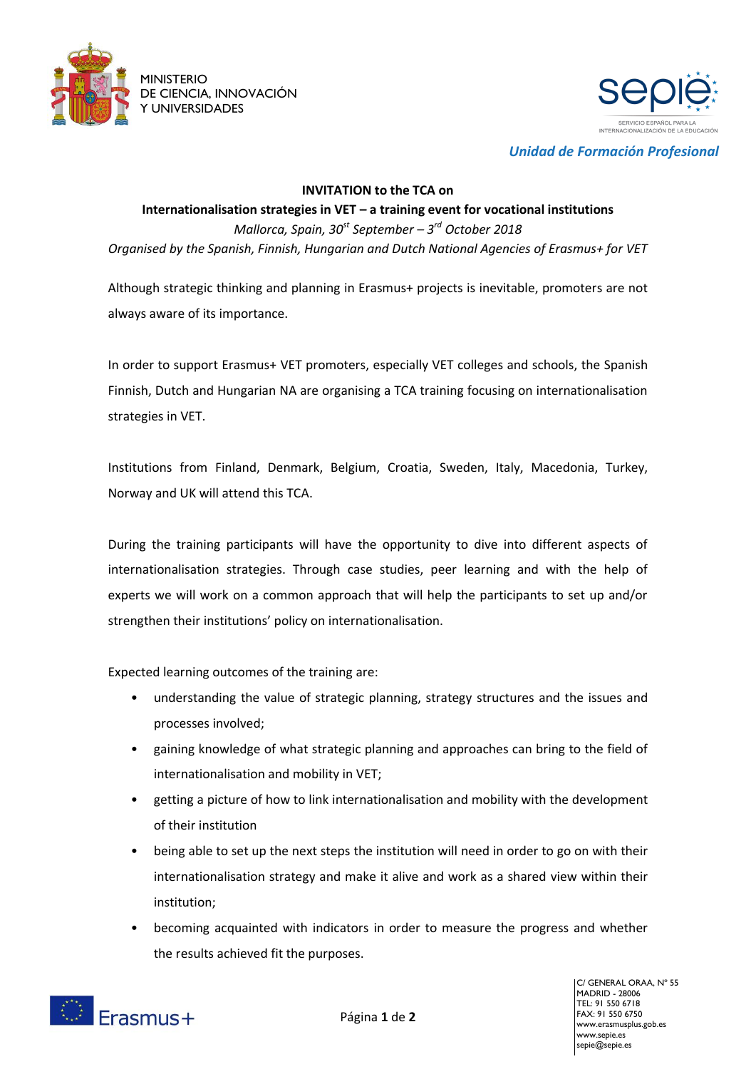MINISTERIO
DE CIENCIA, INNOVACIÓN
Y UNIVERSIDADES

SERVICIO ESPAÑOL PARA LA INTERNACIONALIZACIÓN DE LA EDUCACIÓN

*Unidad de Formación Profesional*

**INVITATION to the TCA on**

**Internationalisation strategies in VET – a training event for vocational institutions**

*Mallorca, Spain, 30st September – 3rd October 2018*

*Organised by the Spanish, Finnish, Hungarian and Dutch National Agencies of Erasmus+ for VET*

Although strategic thinking and planning in Erasmus+ projects is inevitable, promoters are not always aware of its importance.

In order to support Erasmus+ VET promoters, especially VET colleges and schools, the Spanish Finnish, Dutch and Hungarian NA are organising a TCA training focusing on internationalisation strategies in VET.

Institutions from Finland, Denmark, Belgium, Croatia, Sweden, Italy, Macedonia, Turkey, Norway and UK will attend this TCA.

During the training participants will have the opportunity to dive into different aspects of internationalisation strategies. Through case studies, peer learning and with the help of experts we will work on a common approach that will help the participants to set up and/or strengthen their institutions' policy on internationalisation.

Expected learning outcomes of the training are:

- understanding the value of strategic planning, strategy structures and the issues and processes involved;
- gaining knowledge of what strategic planning and approaches can bring to the field of internationalisation and mobility in VET;
- getting a picture of how to link internationalisation and mobility with the development of their institution
- being able to set up the next steps the institution will need in order to go on with their internationalisation strategy and make it alive and work as a shared view within their institution;
- becoming acquainted with indicators in order to measure the progress and whether the results achieved fit the purposes.

C/ GENERAL ORAA, Nº 55
MADRID - 28006
TEL: 91 550 6718
FAX: 91 550 6750
www.erasmusplus.gob.es
www.sepie.es
sepie@sepie.es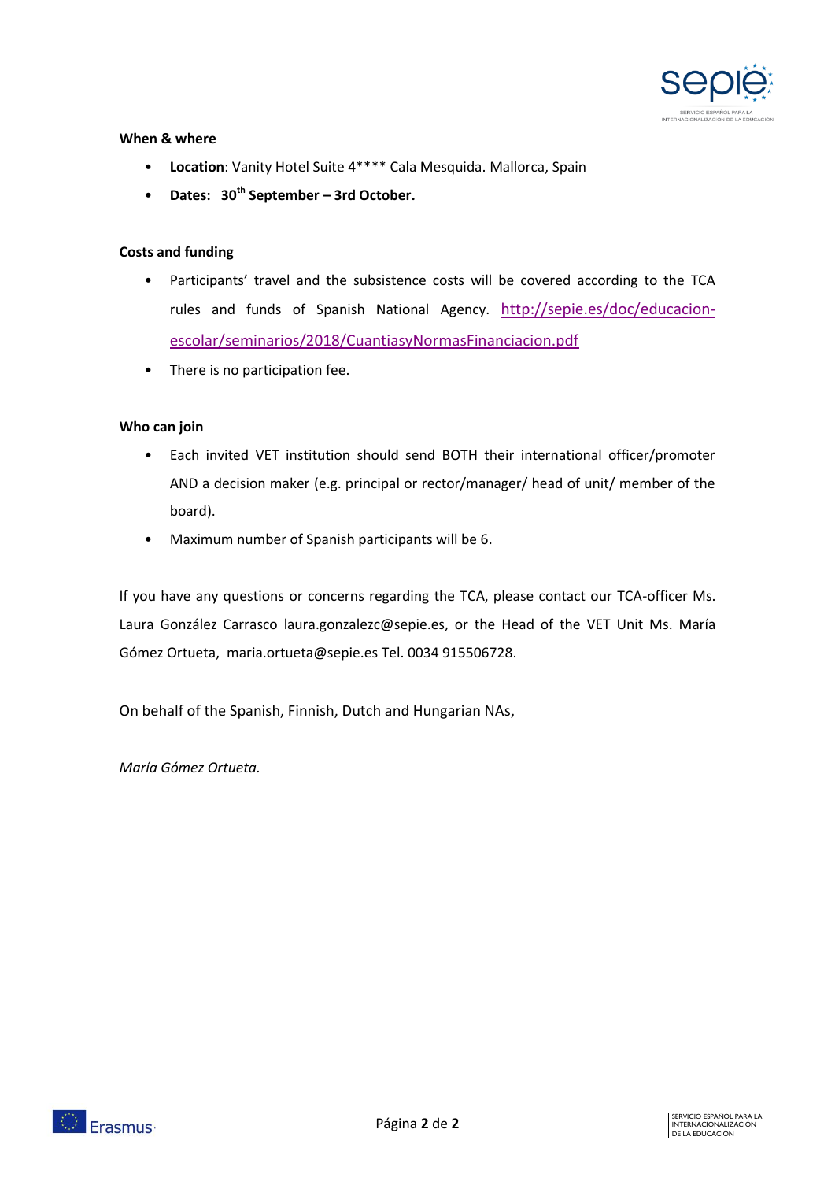**When & where**

- **Location**: Vanity Hotel Suite 4**** Cala Mesquida. Mallorca, Spain
- **Dates: 30th September – 3rd October.**

**Costs and funding**

- Participants' travel and the subsistence costs will be covered according to the TCA rules and funds of Spanish National Agency. http://sepie.es/doc/educacion-escolar/seminarios/2018/CuantiasyNormasFinanciacion.pdf
- There is no participation fee.

**Who can join**

- Each invited VET institution should send BOTH their international officer/promoter AND a decision maker (e.g. principal or rector/manager/ head of unit/ member of the board).
- Maximum number of Spanish participants will be 6.

If you have any questions or concerns regarding the TCA, please contact our TCA-officer Ms. Laura González Carrasco laura.gonzalezc@sepie.es, or the Head of the VET Unit Ms. María Gómez Ortueta, maria.ortueta@sepie.es Tel. 0034 915506728.

On behalf of the Spanish, Finnish, Dutch and Hungarian NAs,

*María Gómez Ortueta.*